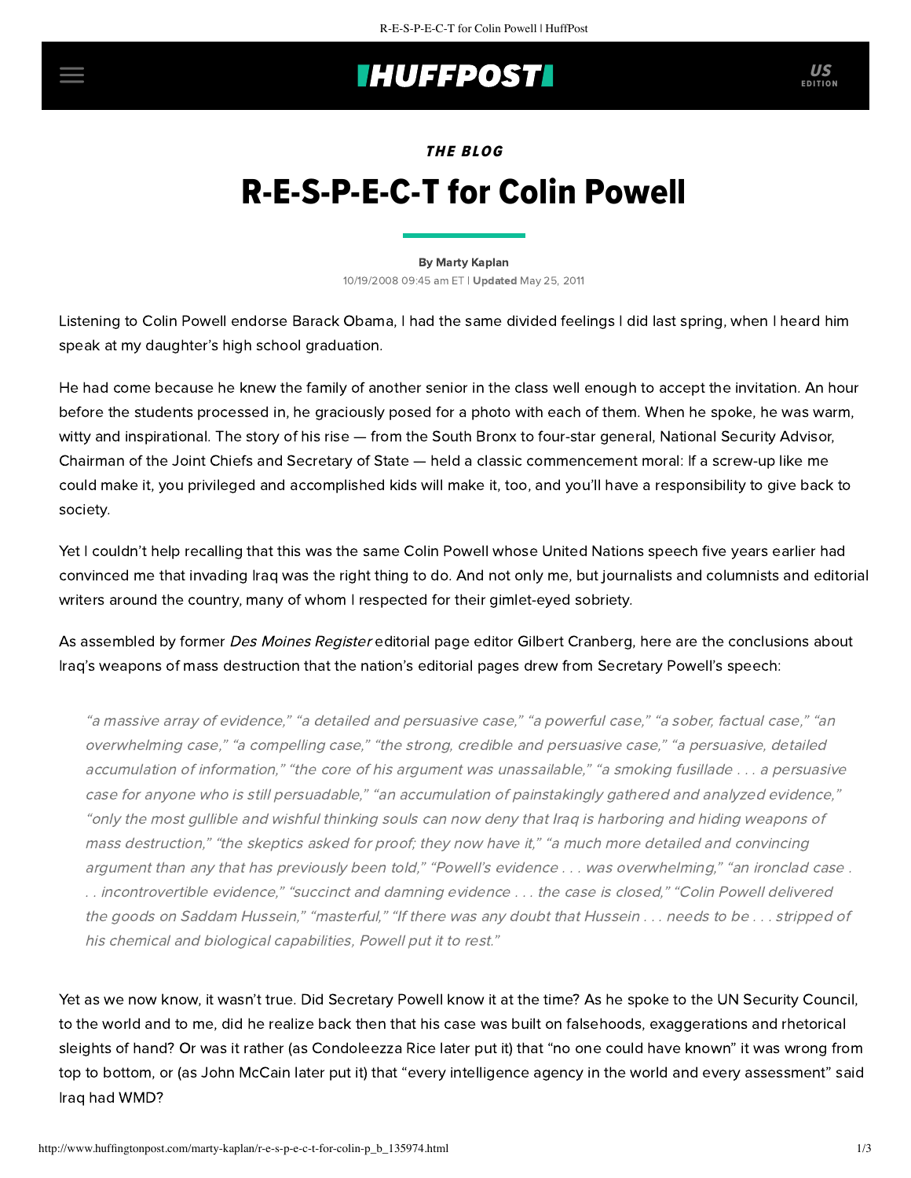*THE BLOG*

# R-E-S-P-E-C-T for Colin Powell

By Marty Kaplan

10/19/2008 09:45 am ET | **Updated** May 25, 2011

Listening to Colin Powell endorse Barack Obama, I had the same divided feelings I did last spring, when I heard him speak at my daughter's high school graduation.

He had come because he knew the family of another senior in the class well enough to accept the invitation. An hour before the students processed in, he graciously posed for a photo with each of them. When he spoke, he was warm, witty and inspirational. The story of his rise — from the South Bronx to four-star general, National Security Advisor, Chairman of the Joint Chiefs and Secretary of State — held a classic commencement moral: If a screw-up like me could make it, you privileged and accomplished kids will make it, too, and you'll have a responsibility to give back to society.

Yet I couldn't help recalling that this was the same Colin Powell whose United Nations speech five years earlier had convinced me that invading Iraq was the right thing to do. And not only me, but journalists and columnists and editorial writers around the country, many of whom I respected for their gimlet-eyed sobriety.

As assembled by former *Des Moines Register* editorial page editor Gilbert Cranberg, here are the conclusions about Iraq's weapons of mass destruction that the nation's editorial pages drew from Secretary Powell's speech:

> *"a massive array of evidence," "a detailed and persuasive case," "a powerful case," "a sober, factual case," "an overwhelming case," "a compelling case," "the strong, credible and persuasive case," "a persuasive, detailed accumulation of information," "the core of his argument was unassailable," "a smoking fusillade . . . a persuasive case for anyone who is still persuadable," "an accumulation of painstakingly gathered and analyzed evidence," "only the most gullible and wishful thinking souls can now deny that Iraq is harboring and hiding weapons of mass destruction," "the skeptics asked for proof; they now have it," "a much more detailed and convincing argument than any that has previously been told," "Powell's evidence . . . was overwhelming," "an ironclad case . . . incontrovertible evidence," "succinct and damning evidence . . . the case is closed," "Colin Powell delivered the goods on Saddam Hussein," "masterful," "If there was any doubt that Hussein . . . needs to be . . . stripped of his chemical and biological capabilities, Powell put it to rest."*

Yet as we now know, it wasn't true. Did Secretary Powell know it at the time? As he spoke to the UN Security Council, to the world and to me, did he realize back then that his case was built on falsehoods, exaggerations and rhetorical sleights of hand? Or was it rather (as Condoleezza Rice later put it) that "no one could have known" it was wrong from top to bottom, or (as John McCain later put it) that "every intelligence agency in the world and every assessment" said Iraq had WMD?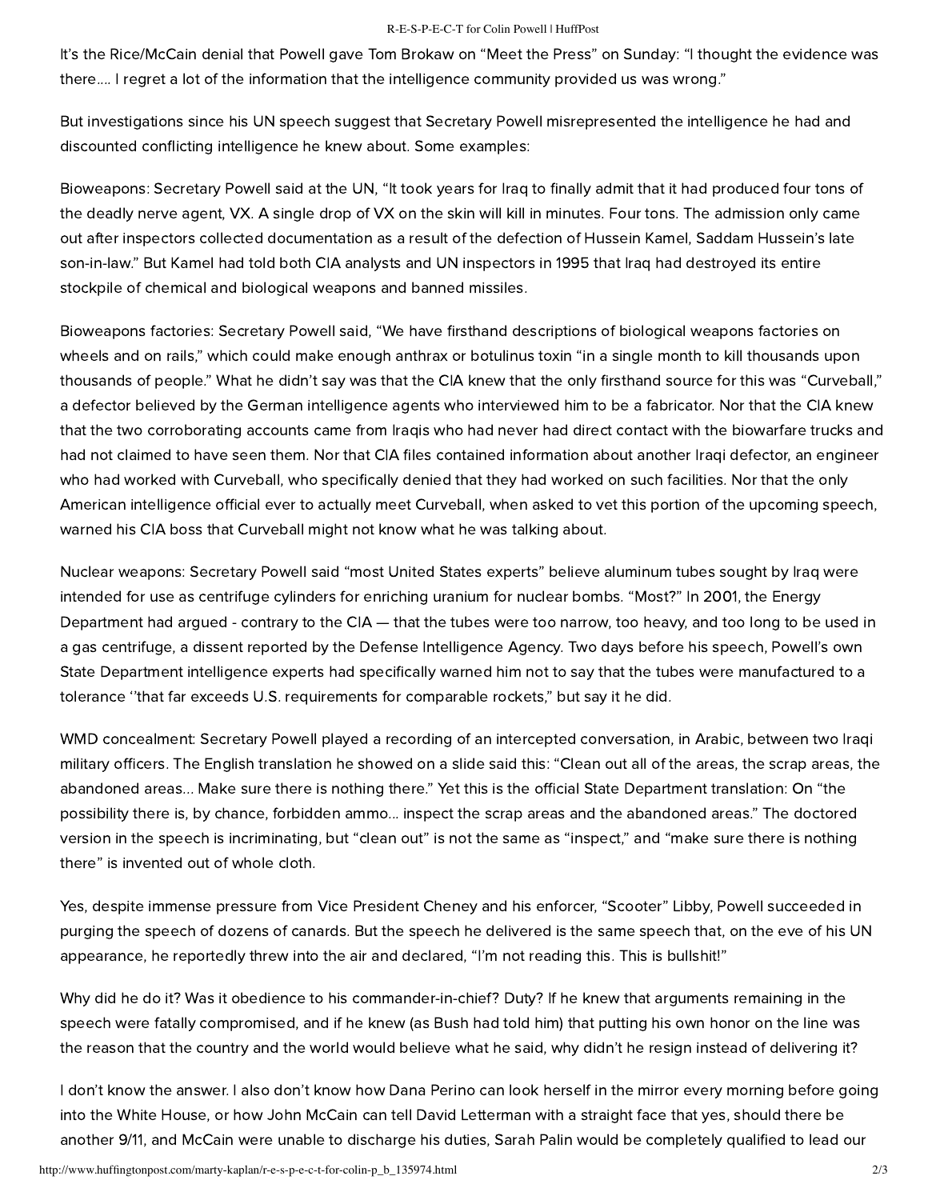It's the Rice/McCain denial that Powell gave Tom Brokaw on "Meet the Press" on Sunday: "I thought the evidence was there.... I regret a lot of the information that the intelligence community provided us was wrong."

But investigations since his UN speech suggest that Secretary Powell misrepresented the intelligence he had and discounted conflicting intelligence he knew about. Some examples:

Bioweapons: Secretary Powell said at the UN, "It took years for Iraq to finally admit that it had produced four tons of the deadly nerve agent, VX. A single drop of VX on the skin will kill in minutes. Four tons. The admission only came out after inspectors collected documentation as a result of the defection of Hussein Kamel, Saddam Hussein's late son-in-law." But Kamel had told both CIA analysts and UN inspectors in 1995 that Iraq had destroyed its entire stockpile of chemical and biological weapons and banned missiles.

Bioweapons factories: Secretary Powell said, "We have firsthand descriptions of biological weapons factories on wheels and on rails," which could make enough anthrax or botulinus toxin "in a single month to kill thousands upon thousands of people." What he didn't say was that the CIA knew that the only firsthand source for this was "Curveball," a defector believed by the German intelligence agents who interviewed him to be a fabricator. Nor that the CIA knew that the two corroborating accounts came from Iraqis who had never had direct contact with the biowarfare trucks and had not claimed to have seen them. Nor that CIA files contained information about another Iraqi defector, an engineer who had worked with Curveball, who specifically denied that they had worked on such facilities. Nor that the only American intelligence official ever to actually meet Curveball, when asked to vet this portion of the upcoming speech, warned his CIA boss that Curveball might not know what he was talking about.

Nuclear weapons: Secretary Powell said "most United States experts" believe aluminum tubes sought by Iraq were intended for use as centrifuge cylinders for enriching uranium for nuclear bombs. "Most?" In 2001, the Energy Department had argued - contrary to the CIA — that the tubes were too narrow, too heavy, and too long to be used in a gas centrifuge, a dissent reported by the Defense Intelligence Agency. Two days before his speech, Powell's own State Department intelligence experts had specifically warned him not to say that the tubes were manufactured to a tolerance ''that far exceeds U.S. requirements for comparable rockets," but say it he did.

WMD concealment: Secretary Powell played a recording of an intercepted conversation, in Arabic, between two Iraqi military officers. The English translation he showed on a slide said this: "Clean out all of the areas, the scrap areas, the abandoned areas... Make sure there is nothing there." Yet this is the official State Department translation: On "the possibility there is, by chance, forbidden ammo... inspect the scrap areas and the abandoned areas." The doctored version in the speech is incriminating, but "clean out" is not the same as "inspect," and "make sure there is nothing there" is invented out of whole cloth.

Yes, despite immense pressure from Vice President Cheney and his enforcer, "Scooter" Libby, Powell succeeded in purging the speech of dozens of canards. But the speech he delivered is the same speech that, on the eve of his UN appearance, he reportedly threw into the air and declared, "I'm not reading this. This is bullshit!"

Why did he do it? Was it obedience to his commander-in-chief? Duty? If he knew that arguments remaining in the speech were fatally compromised, and if he knew (as Bush had told him) that putting his own honor on the line was the reason that the country and the world would believe what he said, why didn't he resign instead of delivering it?

I don't know the answer. I also don't know how Dana Perino can look herself in the mirror every morning before going into the White House, or how John McCain can tell David Letterman with a straight face that yes, should there be another 9/11, and McCain were unable to discharge his duties, Sarah Palin would be completely qualified to lead our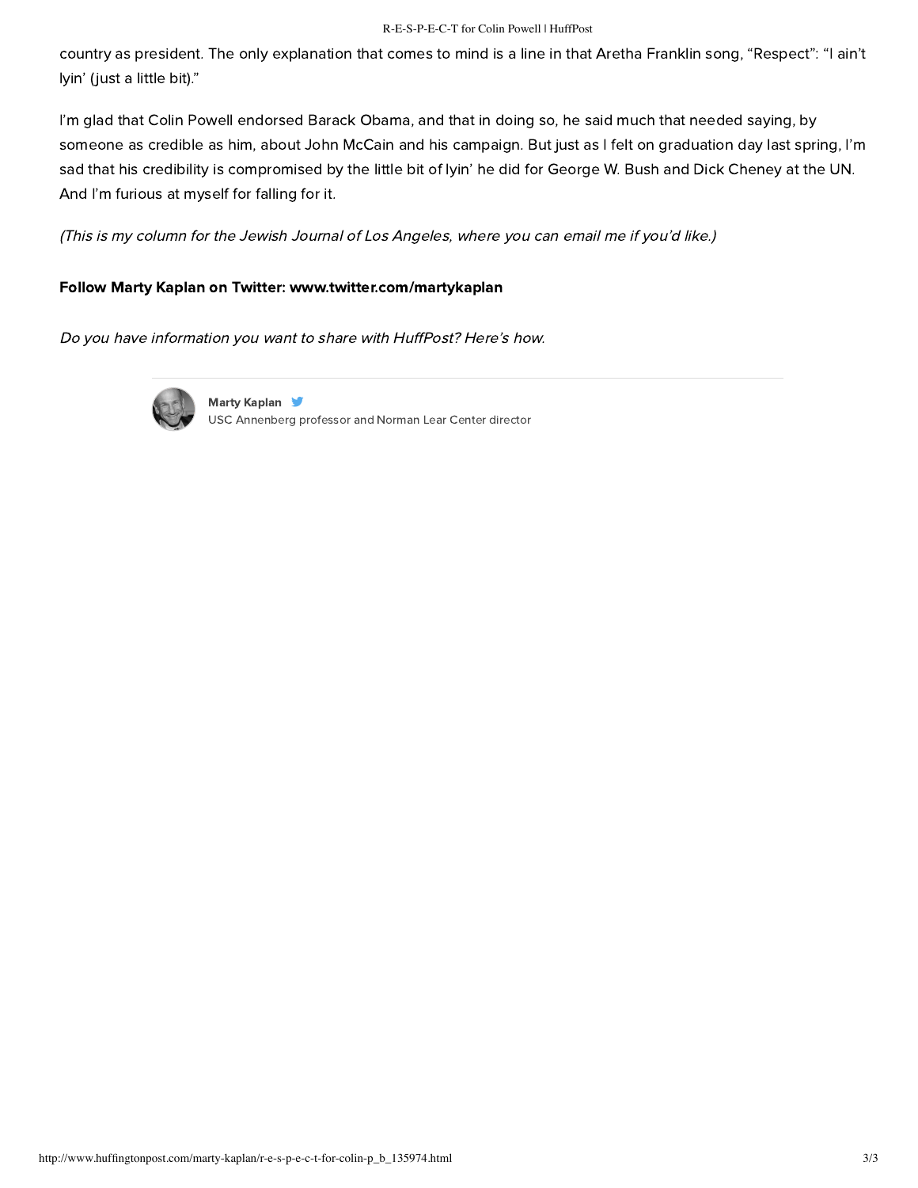country as president. The only explanation that comes to mind is a line in that Aretha Franklin song, “Respect”: “I ain’t lyin’ (just a little bit).”

I’m glad that Colin Powell endorsed Barack Obama, and that in doing so, he said much that needed saying, by someone as credible as him, about John McCain and his campaign. But just as I felt on graduation day last spring, I’m sad that his credibility is compromised by the little bit of lyin’ he did for George W. Bush and Dick Cheney at the UN. And I’m furious at myself for falling for it.

*(This is my column for the Jewish Journal of Los Angeles, where you can email me if you’d like.)*

**Follow Marty Kaplan on Twitter: www.twitter.com/martykaplan**

*Do you have information you want to share with HuffPost? Here’s how.*

**Marty Kaplan**
USC Annenberg professor and Norman Lear Center director